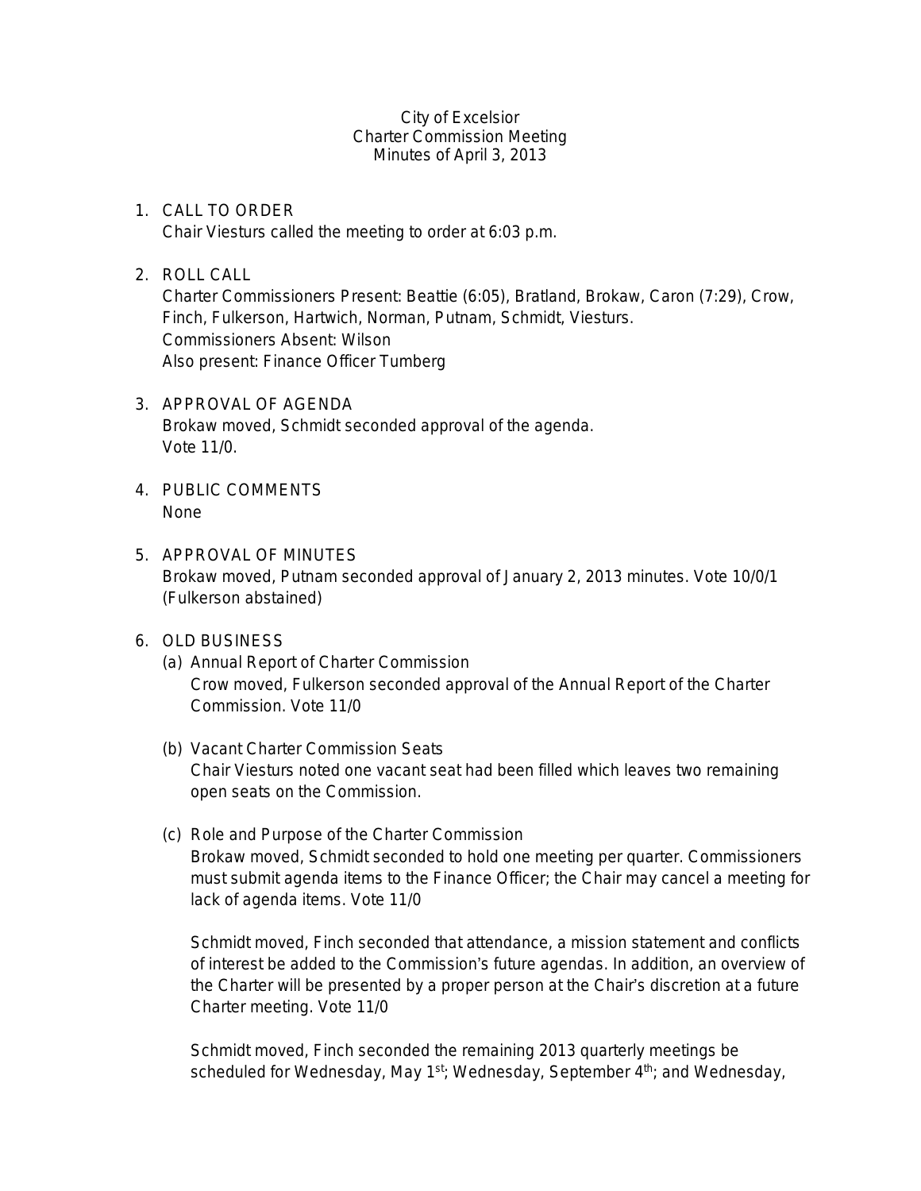City of Excelsior
Charter Commission Meeting
Minutes of April 3, 2013

1. CALL TO ORDER
   Chair Viesturs called the meeting to order at 6:03 p.m.

2. ROLL CALL
   Charter Commissioners Present: Beattie (6:05), Bratland, Brokaw, Caron (7:29), Crow, Finch, Fulkerson, Hartwich, Norman, Putnam, Schmidt, Viesturs.
   Commissioners Absent: Wilson
   Also present: Finance Officer Tumberg

3. APPROVAL OF AGENDA
   Brokaw moved, Schmidt seconded approval of the agenda.
   Vote 11/0.

4. PUBLIC COMMENTS
   None

5. APPROVAL OF MINUTES
   Brokaw moved, Putnam seconded approval of January 2, 2013 minutes. Vote 10/0/1 (Fulkerson abstained)

6. OLD BUSINESS
   (a) Annual Report of Charter Commission
   Crow moved, Fulkerson seconded approval of the Annual Report of the Charter Commission. Vote 11/0

   (b) Vacant Charter Commission Seats
   Chair Viesturs noted one vacant seat had been filled which leaves two remaining open seats on the Commission.

   (c) Role and Purpose of the Charter Commission
   Brokaw moved, Schmidt seconded to hold one meeting per quarter. Commissioners must submit agenda items to the Finance Officer; the Chair may cancel a meeting for lack of agenda items. Vote 11/0

   Schmidt moved, Finch seconded that attendance, a mission statement and conflicts of interest be added to the Commission's future agendas. In addition, an overview of the Charter will be presented by a proper person at the Chair's discretion at a future Charter meeting. Vote 11/0

   Schmidt moved, Finch seconded the remaining 2013 quarterly meetings be scheduled for Wednesday, May 1st; Wednesday, September 4th; and Wednesday,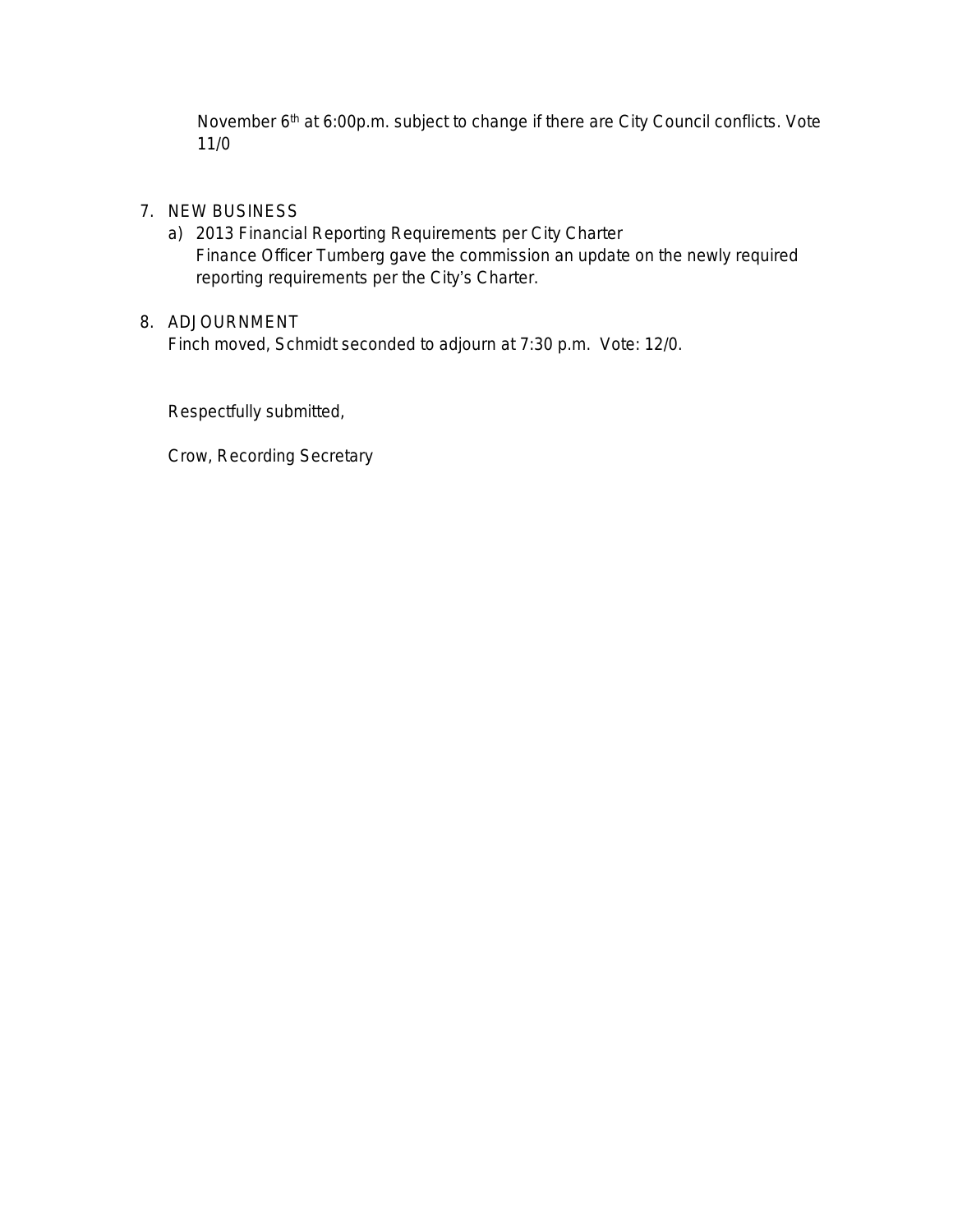November 6th at 6:00p.m. subject to change if there are City Council conflicts. Vote 11/0

7. NEW BUSINESS
   a) 2013 Financial Reporting Requirements per City Charter
      Finance Officer Tumberg gave the commission an update on the newly required reporting requirements per the City's Charter.

8. ADJOURNMENT
   Finch moved, Schmidt seconded to adjourn at 7:30 p.m. Vote: 12/0.

Respectfully submitted,

Crow, Recording Secretary